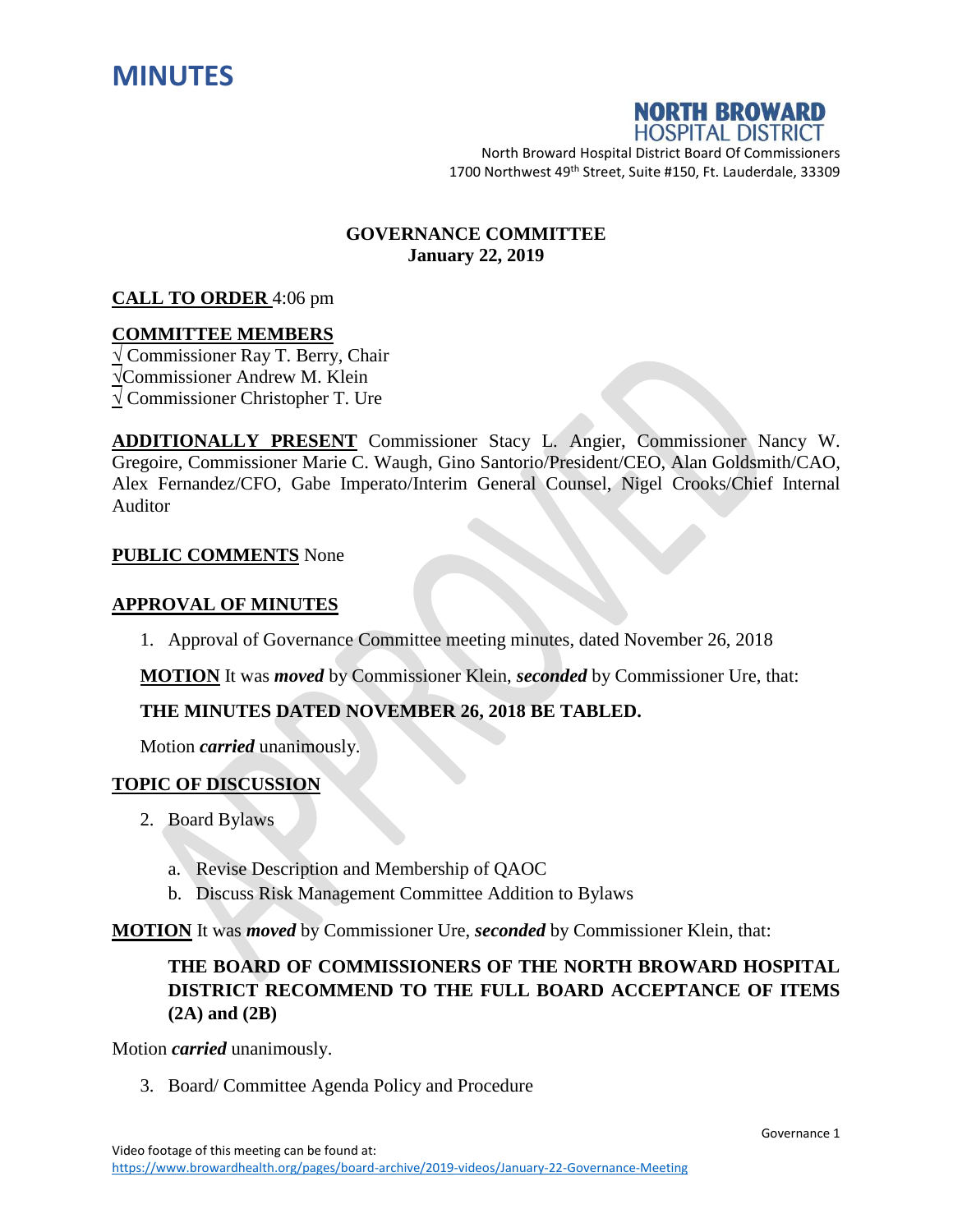# MINUTES

**NORTH BROWARD HOSPITAL DISTRICT**

North Broward Hospital District Board Of Commissioners
1700 Northwest 49th Street, Suite #150, Ft. Lauderdale, 33309

**GOVERNANCE COMMITTEE**
**January 22, 2019**

**CALL TO ORDER** 4:06 pm

**COMMITTEE MEMBERS**
√ Commissioner Ray T. Berry, Chair
√Commissioner Andrew M. Klein
√ Commissioner Christopher T. Ure

**ADDITIONALLY PRESENT** Commissioner Stacy L. Angier, Commissioner Nancy W. Gregoire, Commissioner Marie C. Waugh, Gino Santorio/President/CEO, Alan Goldsmith/CAO, Alex Fernandez/CFO, Gabe Imperato/Interim General Counsel, Nigel Crooks/Chief Internal Auditor

**PUBLIC COMMENTS** None

**APPROVAL OF MINUTES**

1. Approval of Governance Committee meeting minutes, dated November 26, 2018

**MOTION** It was ***moved*** by Commissioner Klein, ***seconded*** by Commissioner Ure, that:

**THE MINUTES DATED NOVEMBER 26, 2018 BE TABLED.**

Motion ***carried*** unanimously.

**TOPIC OF DISCUSSION**

2. Board Bylaws
   a. Revise Description and Membership of QAOC
   b. Discuss Risk Management Committee Addition to Bylaws

**MOTION** It was ***moved*** by Commissioner Ure, ***seconded*** by Commissioner Klein, that:

**THE BOARD OF COMMISSIONERS OF THE NORTH BROWARD HOSPITAL DISTRICT RECOMMEND TO THE FULL BOARD ACCEPTANCE OF ITEMS (2A) and (2B)**

Motion ***carried*** unanimously.

3. Board/ Committee Agenda Policy and Procedure

Video footage of this meeting can be found at:
https://www.browardhealth.org/pages/board-archive/2019-videos/January-22-Governance-Meeting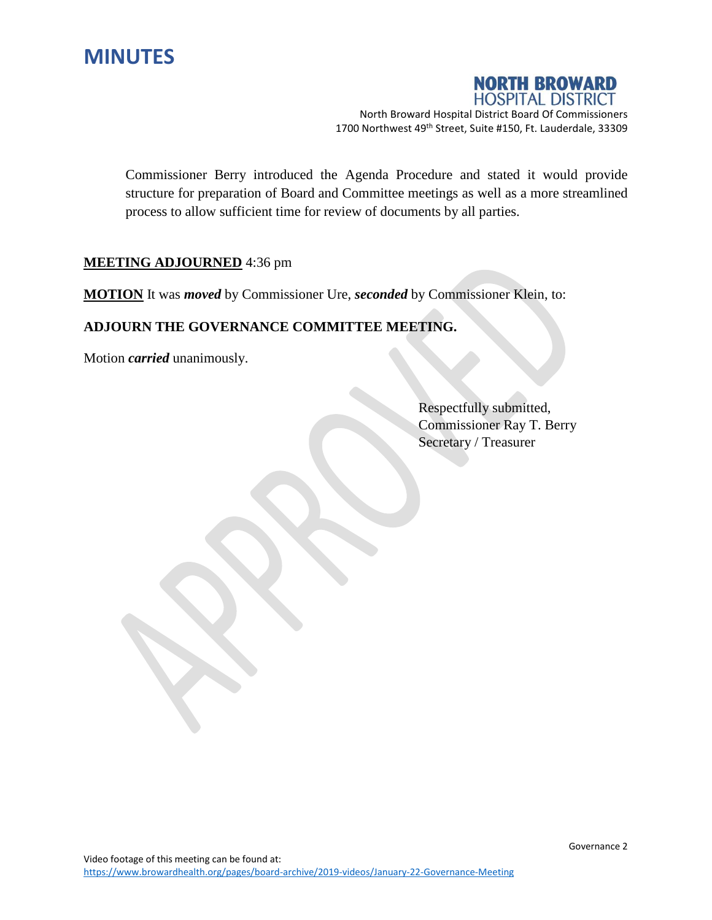Commissioner Berry introduced the Agenda Procedure and stated it would provide structure for preparation of Board and Committee meetings as well as a more streamlined process to allow sufficient time for review of documents by all parties.

**MEETING ADJOURNED** 4:36 pm

**MOTION** It was ***moved*** by Commissioner Ure, ***seconded*** by Commissioner Klein, to:

**ADJOURN THE GOVERNANCE COMMITTEE MEETING.**

Motion ***carried*** unanimously.

Respectfully submitted,
Commissioner Ray T. Berry
Secretary / Treasurer

Video footage of this meeting can be found at:
https://www.browardhealth.org/pages/board-archive/2019-videos/January-22-Governance-Meeting